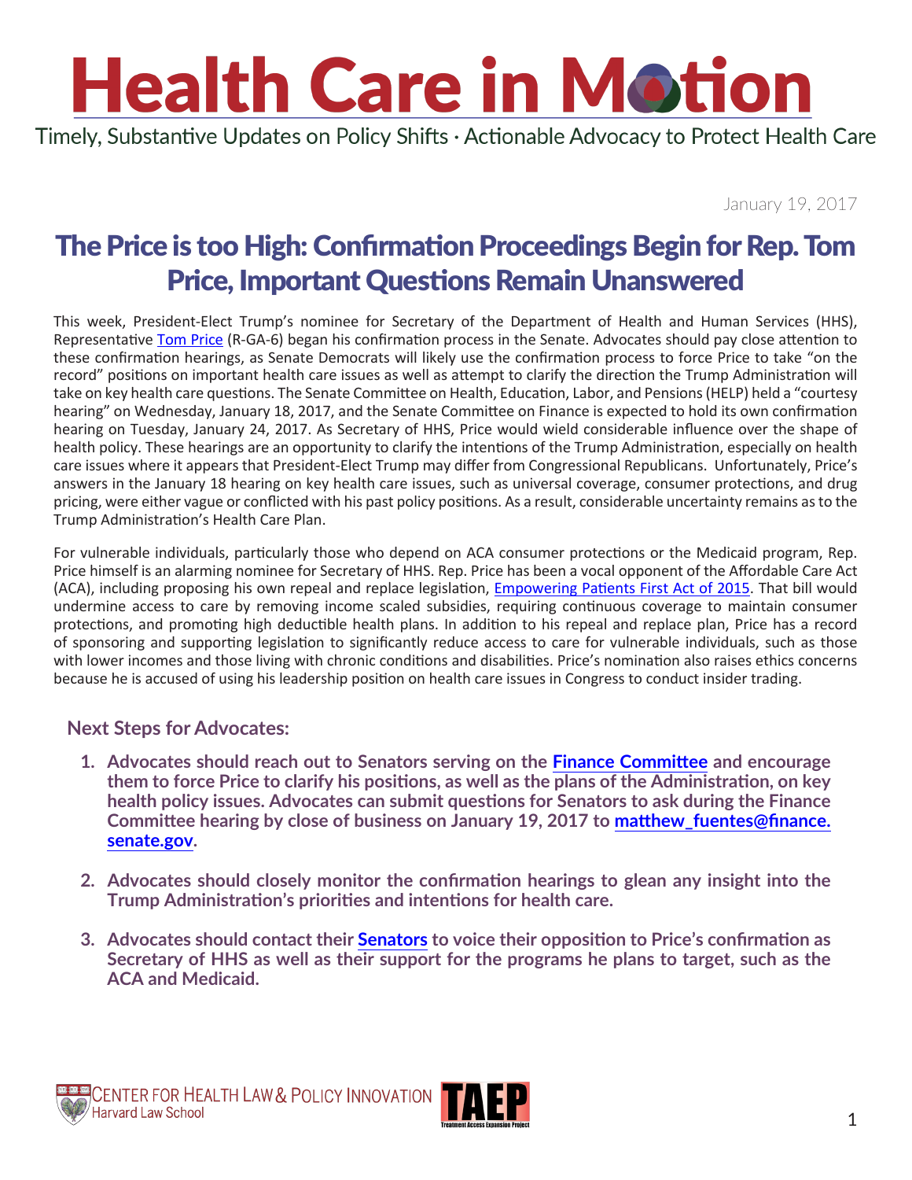# Health Care in Motion

Timely, Substantive Updates on Policy Shifts · Actionable Advocacy to Protect Health Care

January 19, 2017

## The Price is too High: Confirmation Proceedings Begin for Rep. Tom Price, Important Questions Remain Unanswered

This week, President-Elect Trump's nominee for Secretary of the Department of Health and Human Services (HHS), Representative Tom Price (R-GA-6) began his confirmation process in the Senate. Advocates should pay close attention to these confirmation hearings, as Senate Democrats will likely use the confirmation process to force Price to take "on the record" positions on important health care issues as well as attempt to clarify the direction the Trump Administration will take on key health care questions. The Senate Committee on Health, Education, Labor, and Pensions (HELP) held a "courtesy hearing" on Wednesday, January 18, 2017, and the Senate Committee on Finance is expected to hold its own confirmation hearing on Tuesday, January 24, 2017. As Secretary of HHS, Price would wield considerable influence over the shape of health policy. These hearings are an opportunity to clarify the intentions of the Trump Administration, especially on health care issues where it appears that President-Elect Trump may differ from Congressional Republicans. Unfortunately, Price's answers in the January 18 hearing on key health care issues, such as universal coverage, consumer protections, and drug pricing, were either vague or conflicted with his past policy positions. As a result, considerable uncertainty remains as to the Trump Administration's Health Care Plan.

For vulnerable individuals, particularly those who depend on ACA consumer protections or the Medicaid program, Rep. Price himself is an alarming nominee for Secretary of HHS. Rep. Price has been a vocal opponent of the Affordable Care Act (ACA), including proposing his own repeal and replace legislation, Empowering Patients First Act of 2015. That bill would undermine access to care by removing income scaled subsidies, requiring continuous coverage to maintain consumer protections, and promoting high deductible health plans. In addition to his repeal and replace plan, Price has a record of sponsoring and supporting legislation to significantly reduce access to care for vulnerable individuals, such as those with lower incomes and those living with chronic conditions and disabilities. Price's nomination also raises ethics concerns because he is accused of using his leadership position on health care issues in Congress to conduct insider trading.

### Next Steps for Advocates:

1. **Advocates should reach out to Senators serving on the Finance Committee and encourage them to force Price to clarify his positions, as well as the plans of the Administration, on key health policy issues. Advocates can submit questions for Senators to ask during the Finance Committee hearing by close of business on January 19, 2017 to matthew_fuentes@finance.senate.gov.**

2. **Advocates should closely monitor the confirmation hearings to glean any insight into the Trump Administration's priorities and intentions for health care.**

3. **Advocates should contact their Senators to voice their opposition to Price's confirmation as Secretary of HHS as well as their support for the programs he plans to target, such as the ACA and Medicaid.**

Center for Health Law & Policy Innovation, Harvard Law School

TAEP — Treatment Access Expansion Project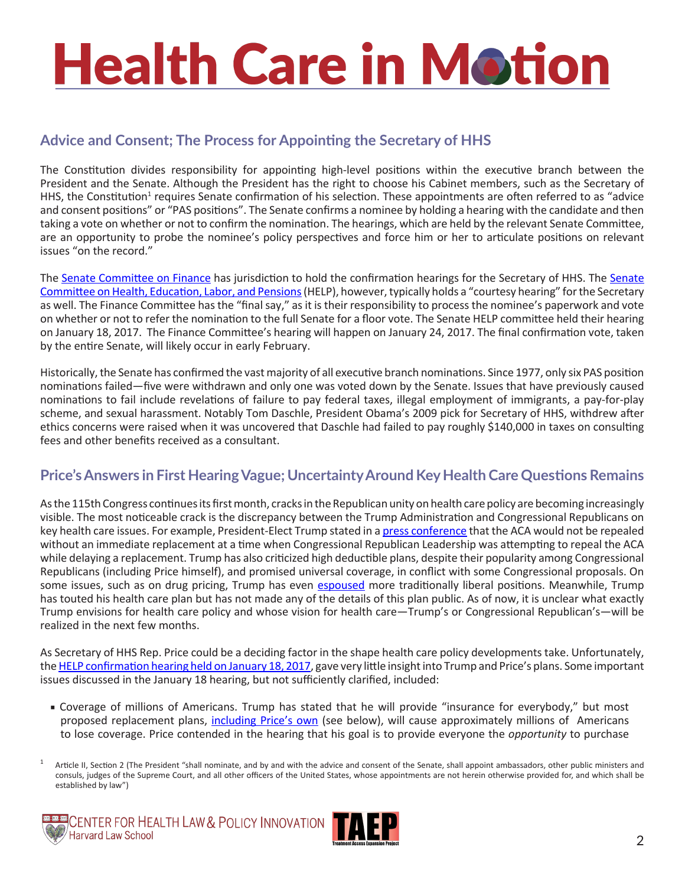## Advice and Consent; The Process for Appointing the Secretary of HHS

The Constitution divides responsibility for appointing high-level positions within the executive branch between the President and the Senate. Although the President has the right to choose his Cabinet members, such as the Secretary of HHS, the Constitution[1] requires Senate confirmation of his selection. These appointments are often referred to as "advice and consent positions" or "PAS positions". The Senate confirms a nominee by holding a hearing with the candidate and then taking a vote on whether or not to confirm the nomination. The hearings, which are held by the relevant Senate Committee, are an opportunity to probe the nominee's policy perspectives and force him or her to articulate positions on relevant issues "on the record."

The Senate Committee on Finance has jurisdiction to hold the confirmation hearings for the Secretary of HHS. The Senate Committee on Health, Education, Labor, and Pensions (HELP), however, typically holds a "courtesy hearing" for the Secretary as well. The Finance Committee has the "final say," as it is their responsibility to process the nominee's paperwork and vote on whether or not to refer the nomination to the full Senate for a floor vote. The Senate HELP committee held their hearing on January 18, 2017. The Finance Committee's hearing will happen on January 24, 2017. The final confirmation vote, taken by the entire Senate, will likely occur in early February.

Historically, the Senate has confirmed the vast majority of all executive branch nominations. Since 1977, only six PAS position nominations failed—five were withdrawn and only one was voted down by the Senate. Issues that have previously caused nominations to fail include revelations of failure to pay federal taxes, illegal employment of immigrants, a pay-for-play scheme, and sexual harassment. Notably Tom Daschle, President Obama's 2009 pick for Secretary of HHS, withdrew after ethics concerns were raised when it was uncovered that Daschle had failed to pay roughly $140,000 in taxes on consulting fees and other benefits received as a consultant.

## Price's Answers in First Hearing Vague; Uncertainty Around Key Health Care Questions Remains

As the 115th Congress continues its first month, cracks in the Republican unity on health care policy are becoming increasingly visible. The most noticeable crack is the discrepancy between the Trump Administration and Congressional Republicans on key health care issues. For example, President-Elect Trump stated in a press conference that the ACA would not be repealed without an immediate replacement at a time when Congressional Republican Leadership was attempting to repeal the ACA while delaying a replacement. Trump has also criticized high deductible plans, despite their popularity among Congressional Republicans (including Price himself), and promised universal coverage, in conflict with some Congressional proposals. On some issues, such as on drug pricing, Trump has even espoused more traditionally liberal positions. Meanwhile, Trump has touted his health care plan but has not made any of the details of this plan public. As of now, it is unclear what exactly Trump envisions for health care policy and whose vision for health care—Trump's or Congressional Republican's—will be realized in the next few months.

As Secretary of HHS Rep. Price could be a deciding factor in the shape health care policy developments take. Unfortunately, the HELP confirmation hearing held on January 18, 2017, gave very little insight into Trump and Price's plans. Some important issues discussed in the January 18 hearing, but not sufficiently clarified, included:

- Coverage of millions of Americans. Trump has stated that he will provide "insurance for everybody," but most proposed replacement plans, including Price's own (see below), will cause approximately millions of Americans to lose coverage. Price contended in the hearing that his goal is to provide everyone the *opportunity* to purchase

[1] Article II, Section 2 (The President "shall nominate, and by and with the advice and consent of the Senate, shall appoint ambassadors, other public ministers and consuls, judges of the Supreme Court, and all other officers of the United States, whose appointments are not herein otherwise provided for, and which shall be established by law")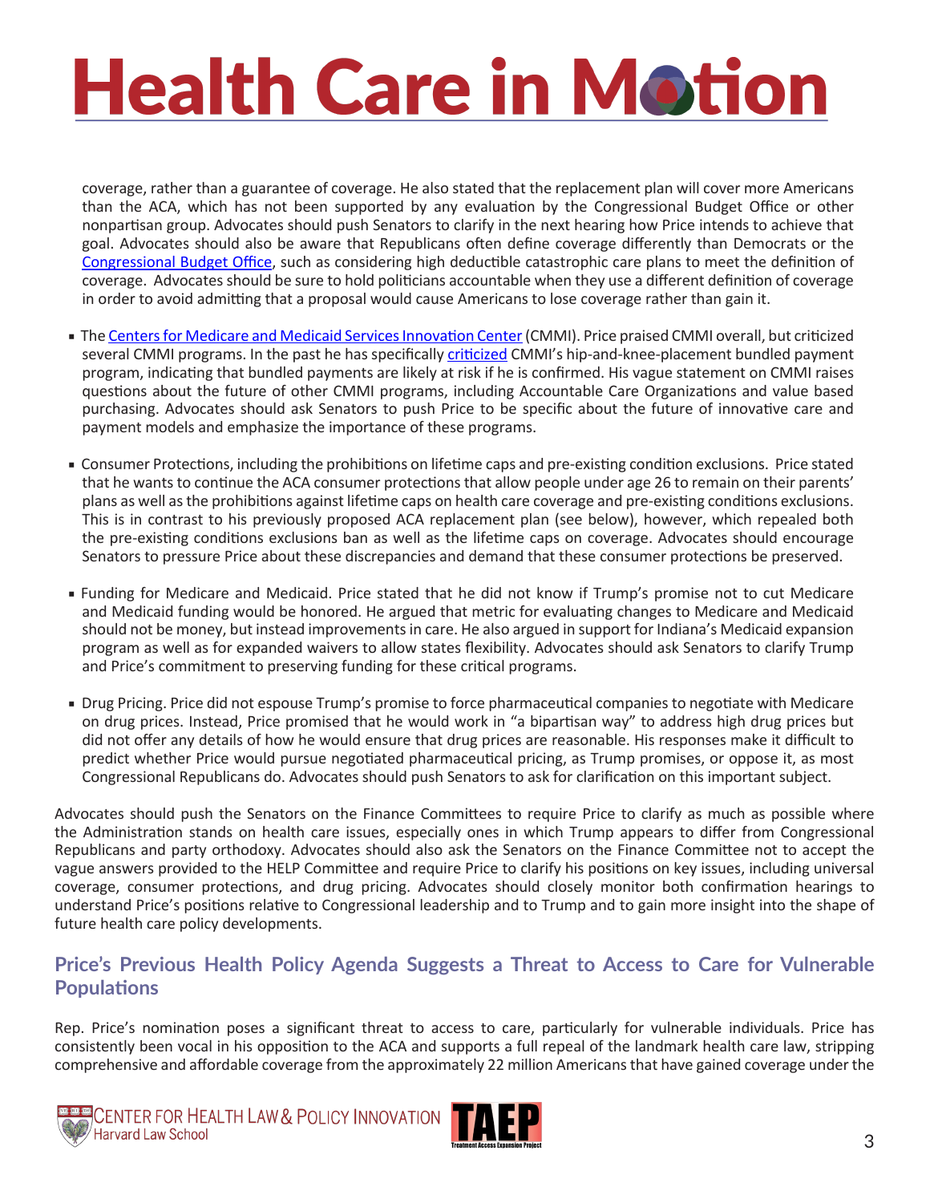coverage, rather than a guarantee of coverage. He also stated that the replacement plan will cover more Americans than the ACA, which has not been supported by any evaluation by the Congressional Budget Office or other nonpartisan group. Advocates should push Senators to clarify in the next hearing how Price intends to achieve that goal. Advocates should also be aware that Republicans often define coverage differently than Democrats or the Congressional Budget Office, such as considering high deductible catastrophic care plans to meet the definition of coverage. Advocates should be sure to hold politicians accountable when they use a different definition of coverage in order to avoid admitting that a proposal would cause Americans to lose coverage rather than gain it.

- The Centers for Medicare and Medicaid Services Innovation Center (CMMI). Price praised CMMI overall, but criticized several CMMI programs. In the past he has specifically criticized CMMI's hip-and-knee-placement bundled payment program, indicating that bundled payments are likely at risk if he is confirmed. His vague statement on CMMI raises questions about the future of other CMMI programs, including Accountable Care Organizations and value based purchasing. Advocates should ask Senators to push Price to be specific about the future of innovative care and payment models and emphasize the importance of these programs.

- Consumer Protections, including the prohibitions on lifetime caps and pre-existing condition exclusions. Price stated that he wants to continue the ACA consumer protections that allow people under age 26 to remain on their parents' plans as well as the prohibitions against lifetime caps on health care coverage and pre-existing conditions exclusions. This is in contrast to his previously proposed ACA replacement plan (see below), however, which repealed both the pre-existing conditions exclusions ban as well as the lifetime caps on coverage. Advocates should encourage Senators to pressure Price about these discrepancies and demand that these consumer protections be preserved.

- Funding for Medicare and Medicaid. Price stated that he did not know if Trump's promise not to cut Medicare and Medicaid funding would be honored. He argued that metric for evaluating changes to Medicare and Medicaid should not be money, but instead improvements in care. He also argued in support for Indiana's Medicaid expansion program as well as for expanded waivers to allow states flexibility. Advocates should ask Senators to clarify Trump and Price's commitment to preserving funding for these critical programs.

- Drug Pricing. Price did not espouse Trump's promise to force pharmaceutical companies to negotiate with Medicare on drug prices. Instead, Price promised that he would work in "a bipartisan way" to address high drug prices but did not offer any details of how he would ensure that drug prices are reasonable. His responses make it difficult to predict whether Price would pursue negotiated pharmaceutical pricing, as Trump promises, or oppose it, as most Congressional Republicans do. Advocates should push Senators to ask for clarification on this important subject.

Advocates should push the Senators on the Finance Committees to require Price to clarify as much as possible where the Administration stands on health care issues, especially ones in which Trump appears to differ from Congressional Republicans and party orthodoxy. Advocates should also ask the Senators on the Finance Committee not to accept the vague answers provided to the HELP Committee and require Price to clarify his positions on key issues, including universal coverage, consumer protections, and drug pricing. Advocates should closely monitor both confirmation hearings to understand Price's positions relative to Congressional leadership and to Trump and to gain more insight into the shape of future health care policy developments.

## Price's Previous Health Policy Agenda Suggests a Threat to Access to Care for Vulnerable Populations

Rep. Price's nomination poses a significant threat to access to care, particularly for vulnerable individuals. Price has consistently been vocal in his opposition to the ACA and supports a full repeal of the landmark health care law, stripping comprehensive and affordable coverage from the approximately 22 million Americans that have gained coverage under the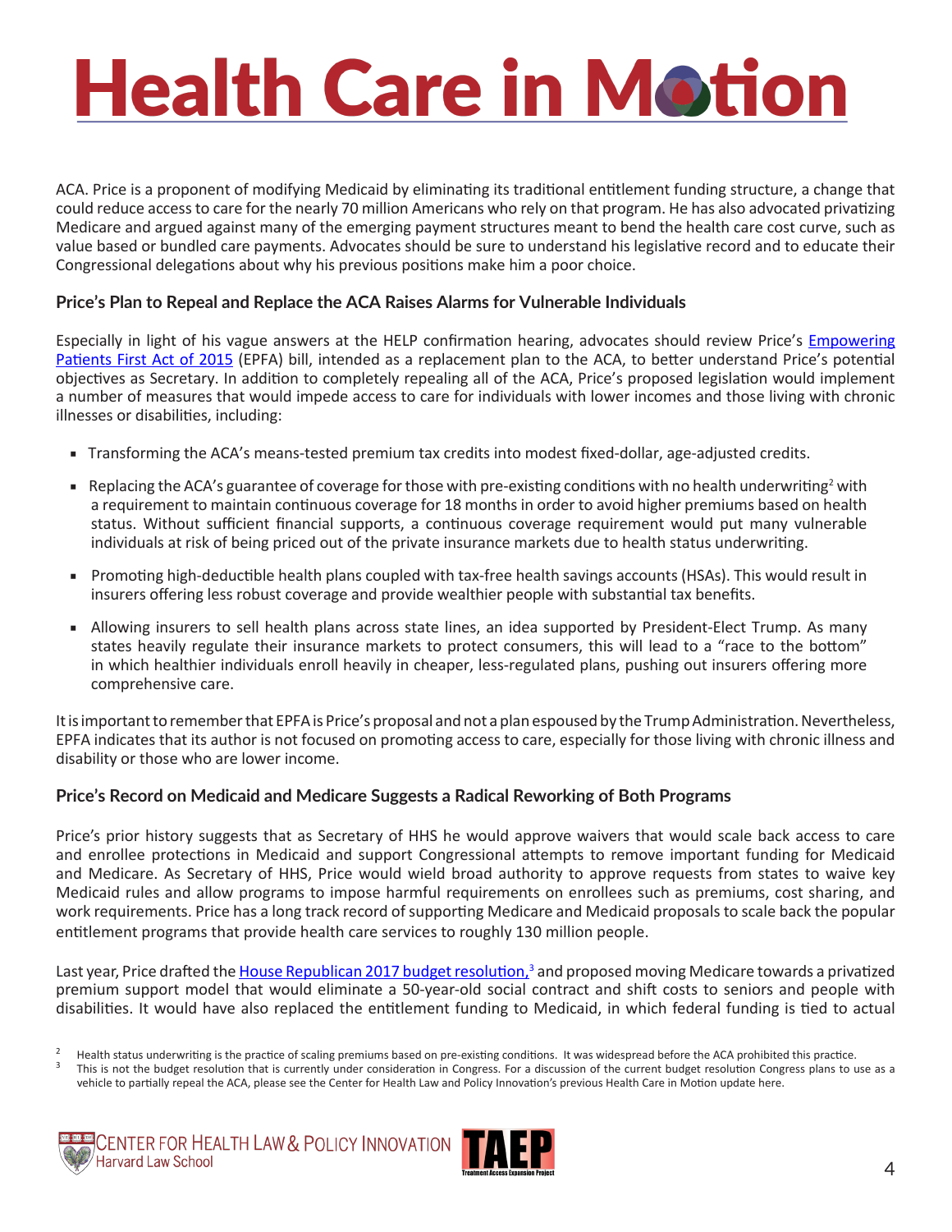ACA. Price is a proponent of modifying Medicaid by eliminating its traditional entitlement funding structure, a change that could reduce access to care for the nearly 70 million Americans who rely on that program. He has also advocated privatizing Medicare and argued against many of the emerging payment structures meant to bend the health care cost curve, such as value based or bundled care payments. Advocates should be sure to understand his legislative record and to educate their Congressional delegations about why his previous positions make him a poor choice.

### Price's Plan to Repeal and Replace the ACA Raises Alarms for Vulnerable Individuals

Especially in light of his vague answers at the HELP confirmation hearing, advocates should review Price's Empowering Patients First Act of 2015 (EPFA) bill, intended as a replacement plan to the ACA, to better understand Price's potential objectives as Secretary. In addition to completely repealing all of the ACA, Price's proposed legislation would implement a number of measures that would impede access to care for individuals with lower incomes and those living with chronic illnesses or disabilities, including:

- Transforming the ACA's means-tested premium tax credits into modest fixed-dollar, age-adjusted credits.
- Replacing the ACA's guarantee of coverage for those with pre-existing conditions with no health underwriting[2] with a requirement to maintain continuous coverage for 18 months in order to avoid higher premiums based on health status. Without sufficient financial supports, a continuous coverage requirement would put many vulnerable individuals at risk of being priced out of the private insurance markets due to health status underwriting.
- Promoting high-deductible health plans coupled with tax-free health savings accounts (HSAs). This would result in insurers offering less robust coverage and provide wealthier people with substantial tax benefits.
- Allowing insurers to sell health plans across state lines, an idea supported by President-Elect Trump. As many states heavily regulate their insurance markets to protect consumers, this will lead to a "race to the bottom" in which healthier individuals enroll heavily in cheaper, less-regulated plans, pushing out insurers offering more comprehensive care.

It is important to remember that EPFA is Price's proposal and not a plan espoused by the Trump Administration. Nevertheless, EPFA indicates that its author is not focused on promoting access to care, especially for those living with chronic illness and disability or those who are lower income.

### Price's Record on Medicaid and Medicare Suggests a Radical Reworking of Both Programs

Price's prior history suggests that as Secretary of HHS he would approve waivers that would scale back access to care and enrollee protections in Medicaid and support Congressional attempts to remove important funding for Medicaid and Medicare. As Secretary of HHS, Price would wield broad authority to approve requests from states to waive key Medicaid rules and allow programs to impose harmful requirements on enrollees such as premiums, cost sharing, and work requirements. Price has a long track record of supporting Medicare and Medicaid proposals to scale back the popular entitlement programs that provide health care services to roughly 130 million people.

Last year, Price drafted the House Republican 2017 budget resolution,[3] and proposed moving Medicare towards a privatized premium support model that would eliminate a 50-year-old social contract and shift costs to seniors and people with disabilities. It would have also replaced the entitlement funding to Medicaid, in which federal funding is tied to actual

[2] Health status underwriting is the practice of scaling premiums based on pre-existing conditions. It was widespread before the ACA prohibited this practice.

[3] This is not the budget resolution that is currently under consideration in Congress. For a discussion of the current budget resolution Congress plans to use as a vehicle to partially repeal the ACA, please see the Center for Health Law and Policy Innovation's previous Health Care in Motion update here.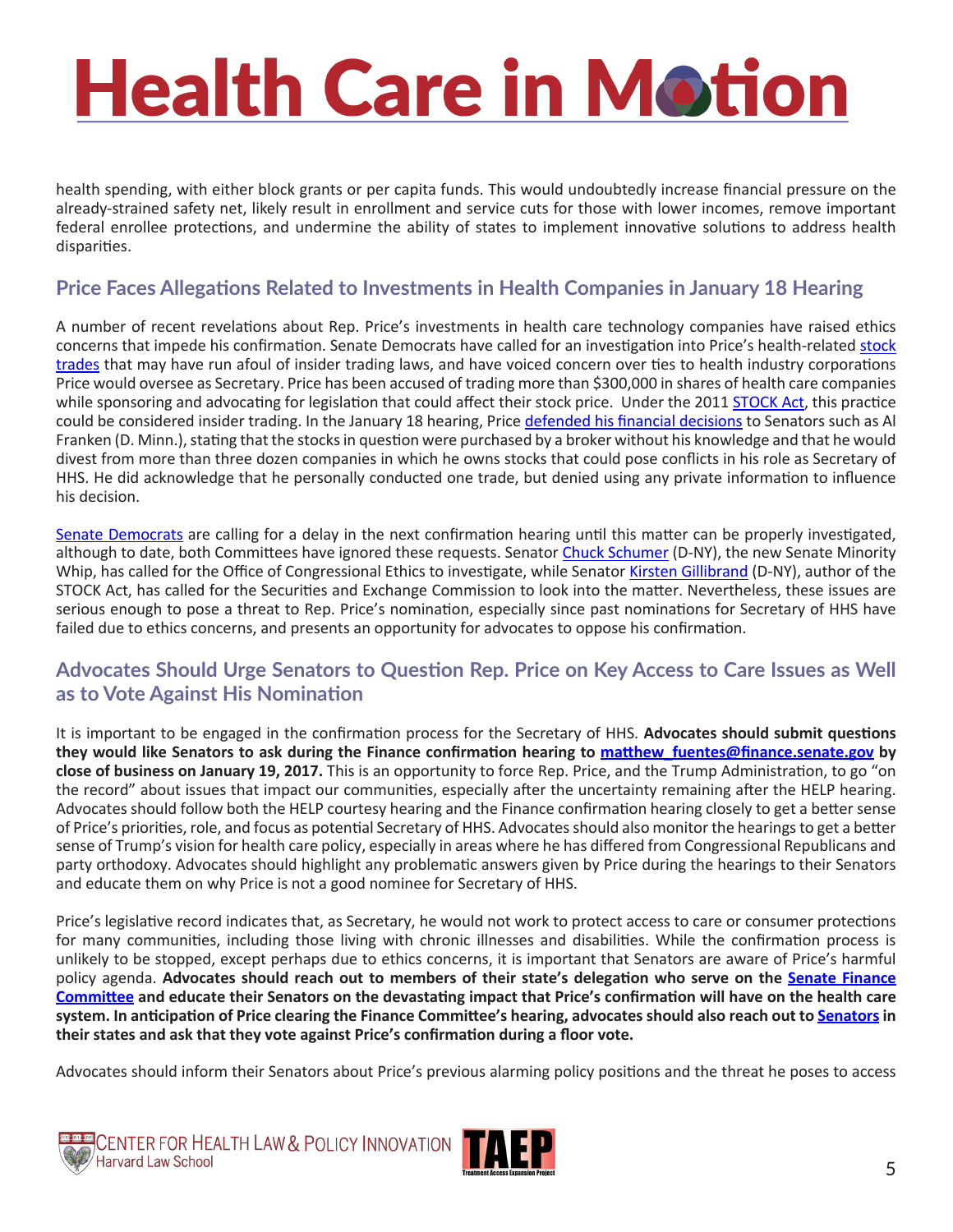health spending, with either block grants or per capita funds. This would undoubtedly increase financial pressure on the already-strained safety net, likely result in enrollment and service cuts for those with lower incomes, remove important federal enrollee protections, and undermine the ability of states to implement innovative solutions to address health disparities.

## Price Faces Allegations Related to Investments in Health Companies in January 18 Hearing

A number of recent revelations about Rep. Price's investments in health care technology companies have raised ethics concerns that impede his confirmation. Senate Democrats have called for an investigation into Price's health-related stock trades that may have run afoul of insider trading laws, and have voiced concern over ties to health industry corporations Price would oversee as Secretary. Price has been accused of trading more than $300,000 in shares of health care companies while sponsoring and advocating for legislation that could affect their stock price. Under the 2011 STOCK Act, this practice could be considered insider trading. In the January 18 hearing, Price defended his financial decisions to Senators such as Al Franken (D. Minn.), stating that the stocks in question were purchased by a broker without his knowledge and that he would divest from more than three dozen companies in which he owns stocks that could pose conflicts in his role as Secretary of HHS. He did acknowledge that he personally conducted one trade, but denied using any private information to influence his decision.

Senate Democrats are calling for a delay in the next confirmation hearing until this matter can be properly investigated, although to date, both Committees have ignored these requests. Senator Chuck Schumer (D-NY), the new Senate Minority Whip, has called for the Office of Congressional Ethics to investigate, while Senator Kirsten Gillibrand (D-NY), author of the STOCK Act, has called for the Securities and Exchange Commission to look into the matter. Nevertheless, these issues are serious enough to pose a threat to Rep. Price's nomination, especially since past nominations for Secretary of HHS have failed due to ethics concerns, and presents an opportunity for advocates to oppose his confirmation.

## Advocates Should Urge Senators to Question Rep. Price on Key Access to Care Issues as Well as to Vote Against His Nomination

It is important to be engaged in the confirmation process for the Secretary of HHS. **Advocates should submit questions they would like Senators to ask during the Finance confirmation hearing to matthew_fuentes@finance.senate.gov by close of business on January 19, 2017.** This is an opportunity to force Rep. Price, and the Trump Administration, to go "on the record" about issues that impact our communities, especially after the uncertainty remaining after the HELP hearing. Advocates should follow both the HELP courtesy hearing and the Finance confirmation hearing closely to get a better sense of Price's priorities, role, and focus as potential Secretary of HHS. Advocates should also monitor the hearings to get a better sense of Trump's vision for health care policy, especially in areas where he has differed from Congressional Republicans and party orthodoxy. Advocates should highlight any problematic answers given by Price during the hearings to their Senators and educate them on why Price is not a good nominee for Secretary of HHS.

Price's legislative record indicates that, as Secretary, he would not work to protect access to care or consumer protections for many communities, including those living with chronic illnesses and disabilities. While the confirmation process is unlikely to be stopped, except perhaps due to ethics concerns, it is important that Senators are aware of Price's harmful policy agenda. **Advocates should reach out to members of their state's delegation who serve on the Senate Finance Committee and educate their Senators on the devastating impact that Price's confirmation will have on the health care system. In anticipation of Price clearing the Finance Committee's hearing, advocates should also reach out to Senators in their states and ask that they vote against Price's confirmation during a floor vote.**

Advocates should inform their Senators about Price's previous alarming policy positions and the threat he poses to access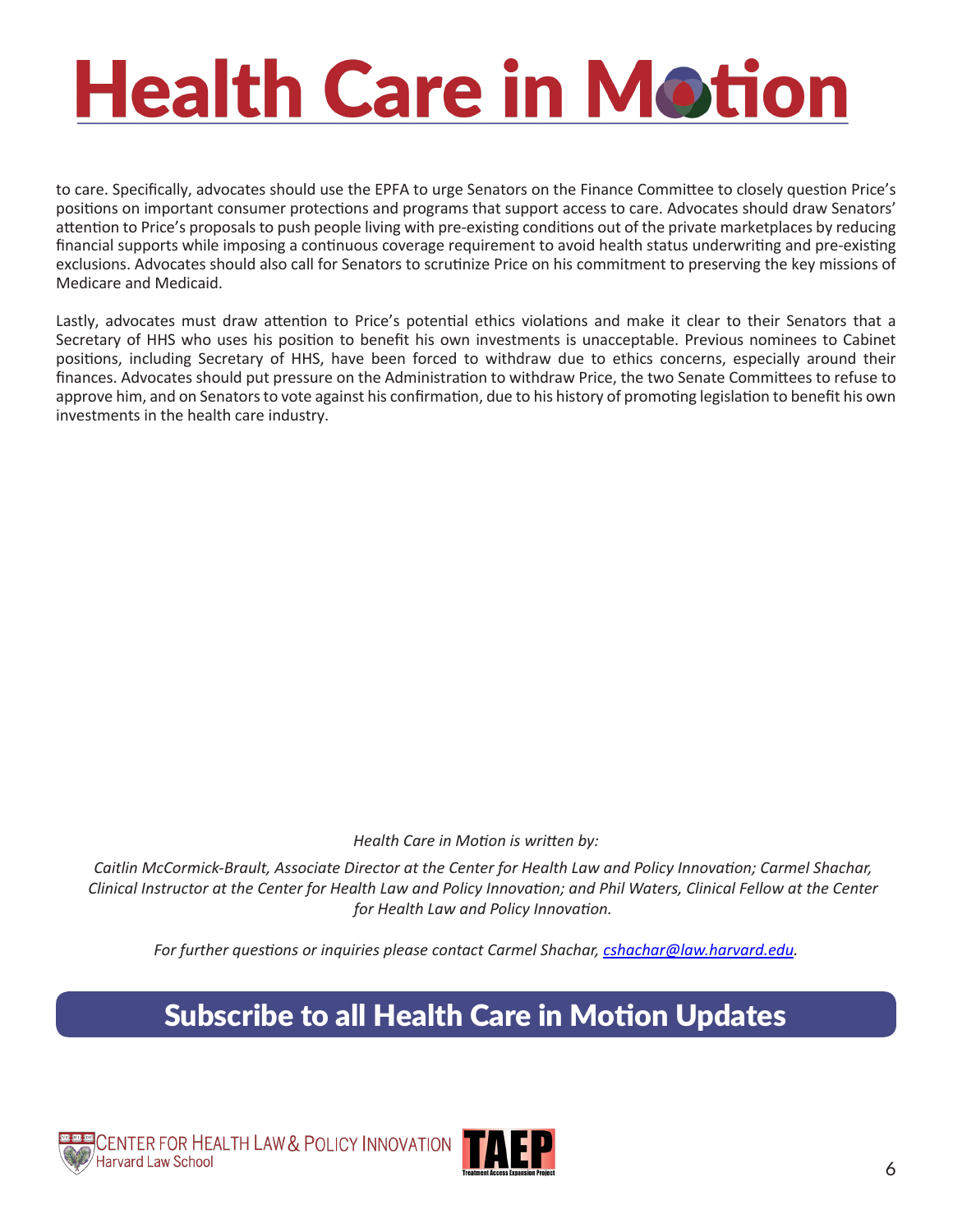to care. Specifically, advocates should use the EPFA to urge Senators on the Finance Committee to closely question Price's positions on important consumer protections and programs that support access to care. Advocates should draw Senators' attention to Price's proposals to push people living with pre-existing conditions out of the private marketplaces by reducing financial supports while imposing a continuous coverage requirement to avoid health status underwriting and pre-existing exclusions. Advocates should also call for Senators to scrutinize Price on his commitment to preserving the key missions of Medicare and Medicaid.

Lastly, advocates must draw attention to Price's potential ethics violations and make it clear to their Senators that a Secretary of HHS who uses his position to benefit his own investments is unacceptable. Previous nominees to Cabinet positions, including Secretary of HHS, have been forced to withdraw due to ethics concerns, especially around their finances. Advocates should put pressure on the Administration to withdraw Price, the two Senate Committees to refuse to approve him, and on Senators to vote against his confirmation, due to his history of promoting legislation to benefit his own investments in the health care industry.

*Health Care in Motion is written by:*

*Caitlin McCormick-Brault, Associate Director at the Center for Health Law and Policy Innovation; Carmel Shachar, Clinical Instructor at the Center for Health Law and Policy Innovation; and Phil Waters, Clinical Fellow at the Center for Health Law and Policy Innovation.*

*For further questions or inquiries please contact Carmel Shachar, cshachar@law.harvard.edu.*

## Subscribe to all Health Care in Motion Updates

Center for Health Law & Policy Innovation
Harvard Law School

TAEP
Treatment Access Expansion Project